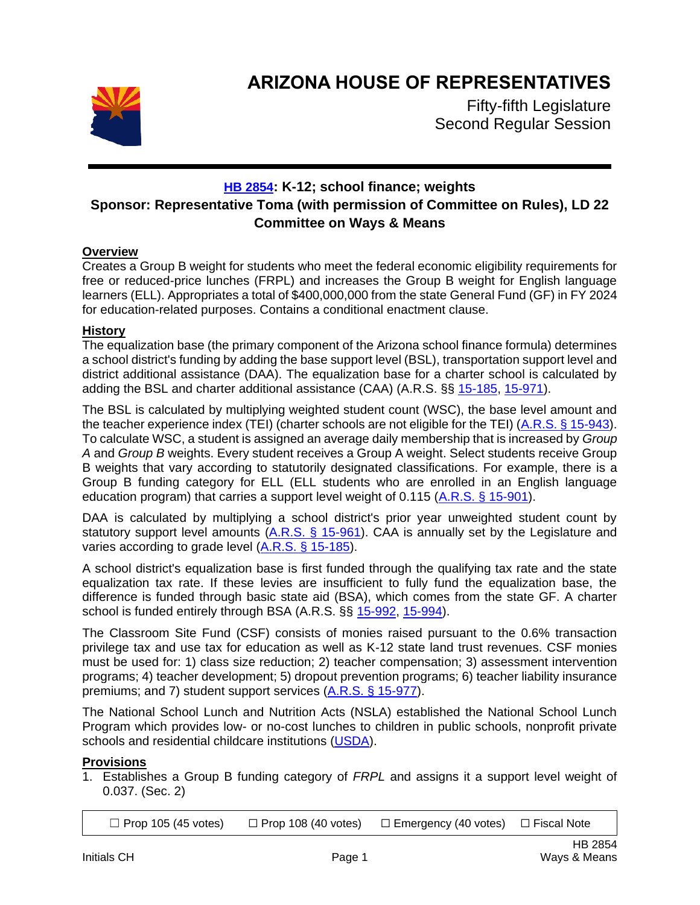# ARIZONA HOUSE OF REPRESENTATIVES

Fifty-fifth Legislature
Second Regular Session

## HB 2854: K-12; school finance; weights
### Sponsor: Representative Toma (with permission of Committee on Rules), LD 22
### Committee on Ways & Means

**Overview**

Creates a Group B weight for students who meet the federal economic eligibility requirements for free or reduced-price lunches (FRPL) and increases the Group B weight for English language learners (ELL). Appropriates a total of $400,000,000 from the state General Fund (GF) in FY 2024 for education-related purposes. Contains a conditional enactment clause.

**History**

The equalization base (the primary component of the Arizona school finance formula) determines a school district's funding by adding the base support level (BSL), transportation support level and district additional assistance (DAA). The equalization base for a charter school is calculated by adding the BSL and charter additional assistance (CAA) (A.R.S. §§ 15-185, 15-971).

The BSL is calculated by multiplying weighted student count (WSC), the base level amount and the teacher experience index (TEI) (charter schools are not eligible for the TEI) (A.R.S. § 15-943). To calculate WSC, a student is assigned an average daily membership that is increased by *Group A* and *Group B* weights. Every student receives a Group A weight. Select students receive Group B weights that vary according to statutorily designated classifications. For example, there is a Group B funding category for ELL (ELL students who are enrolled in an English language education program) that carries a support level weight of 0.115 (A.R.S. § 15-901).

DAA is calculated by multiplying a school district's prior year unweighted student count by statutory support level amounts (A.R.S. § 15-961). CAA is annually set by the Legislature and varies according to grade level (A.R.S. § 15-185).

A school district's equalization base is first funded through the qualifying tax rate and the state equalization tax rate. If these levies are insufficient to fully fund the equalization base, the difference is funded through basic state aid (BSA), which comes from the state GF. A charter school is funded entirely through BSA (A.R.S. §§ 15-992, 15-994).

The Classroom Site Fund (CSF) consists of monies raised pursuant to the 0.6% transaction privilege tax and use tax for education as well as K-12 state land trust revenues. CSF monies must be used for: 1) class size reduction; 2) teacher compensation; 3) assessment intervention programs; 4) teacher development; 5) dropout prevention programs; 6) teacher liability insurance premiums; and 7) student support services (A.R.S. § 15-977).

The National School Lunch and Nutrition Acts (NSLA) established the National School Lunch Program which provides low- or no-cost lunches to children in public schools, nonprofit private schools and residential childcare institutions (USDA).

**Provisions**

1. Establishes a Group B funding category of *FRPL* and assigns it a support level weight of 0.037. (Sec. 2)

☐ Prop 105 (45 votes) ☐ Prop 108 (40 votes) ☐ Emergency (40 votes) ☐ Fiscal Note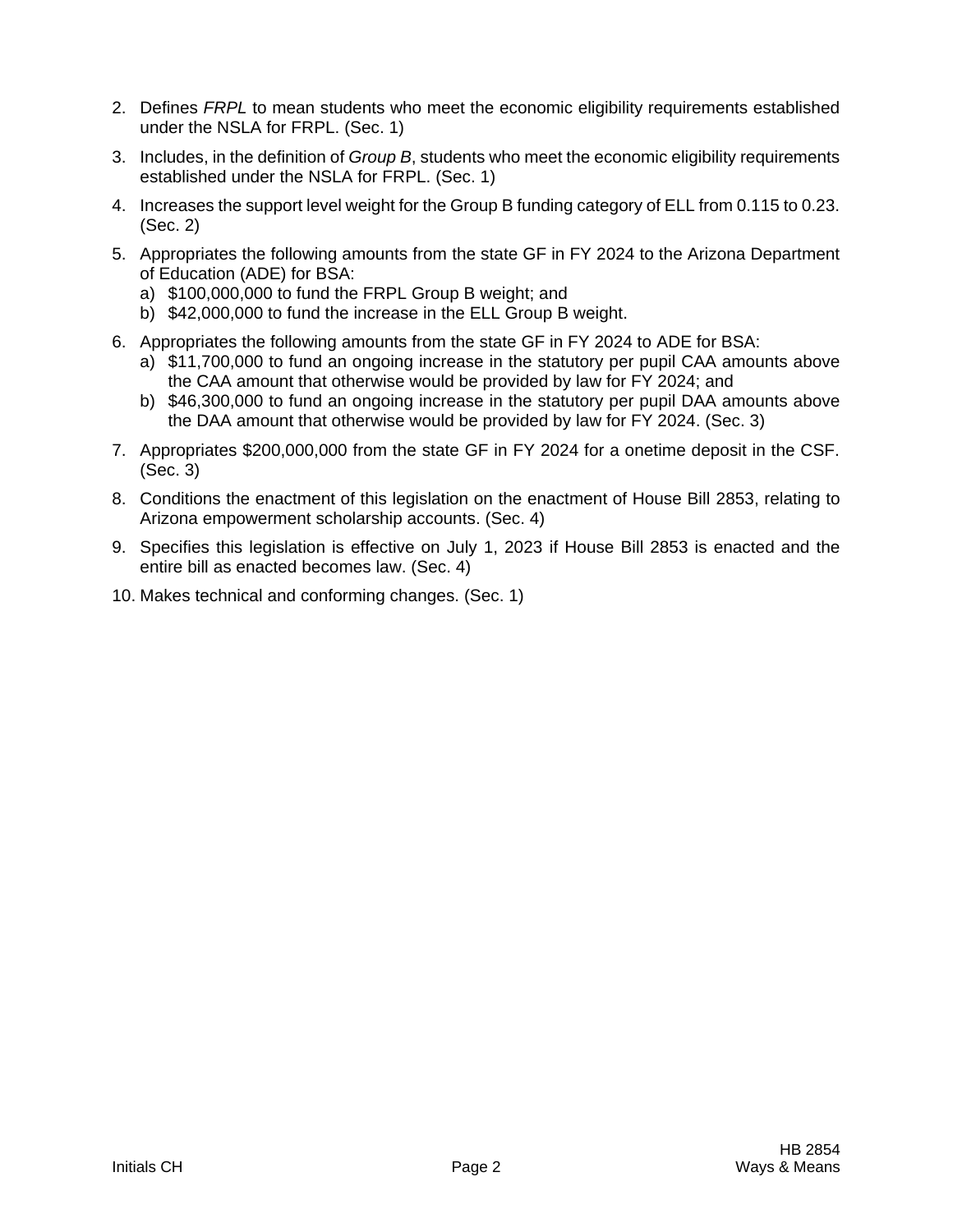2. Defines *FRPL* to mean students who meet the economic eligibility requirements established under the NSLA for FRPL. (Sec. 1)
3. Includes, in the definition of *Group B*, students who meet the economic eligibility requirements established under the NSLA for FRPL. (Sec. 1)
4. Increases the support level weight for the Group B funding category of ELL from 0.115 to 0.23. (Sec. 2)
5. Appropriates the following amounts from the state GF in FY 2024 to the Arizona Department of Education (ADE) for BSA:
   a) $100,000,000 to fund the FRPL Group B weight; and
   b) $42,000,000 to fund the increase in the ELL Group B weight.
6. Appropriates the following amounts from the state GF in FY 2024 to ADE for BSA:
   a) $11,700,000 to fund an ongoing increase in the statutory per pupil CAA amounts above the CAA amount that otherwise would be provided by law for FY 2024; and
   b) $46,300,000 to fund an ongoing increase in the statutory per pupil DAA amounts above the DAA amount that otherwise would be provided by law for FY 2024. (Sec. 3)
7. Appropriates $200,000,000 from the state GF in FY 2024 for a onetime deposit in the CSF. (Sec. 3)
8. Conditions the enactment of this legislation on the enactment of House Bill 2853, relating to Arizona empowerment scholarship accounts. (Sec. 4)
9. Specifies this legislation is effective on July 1, 2023 if House Bill 2853 is enacted and the entire bill as enacted becomes law. (Sec. 4)
10. Makes technical and conforming changes. (Sec. 1)